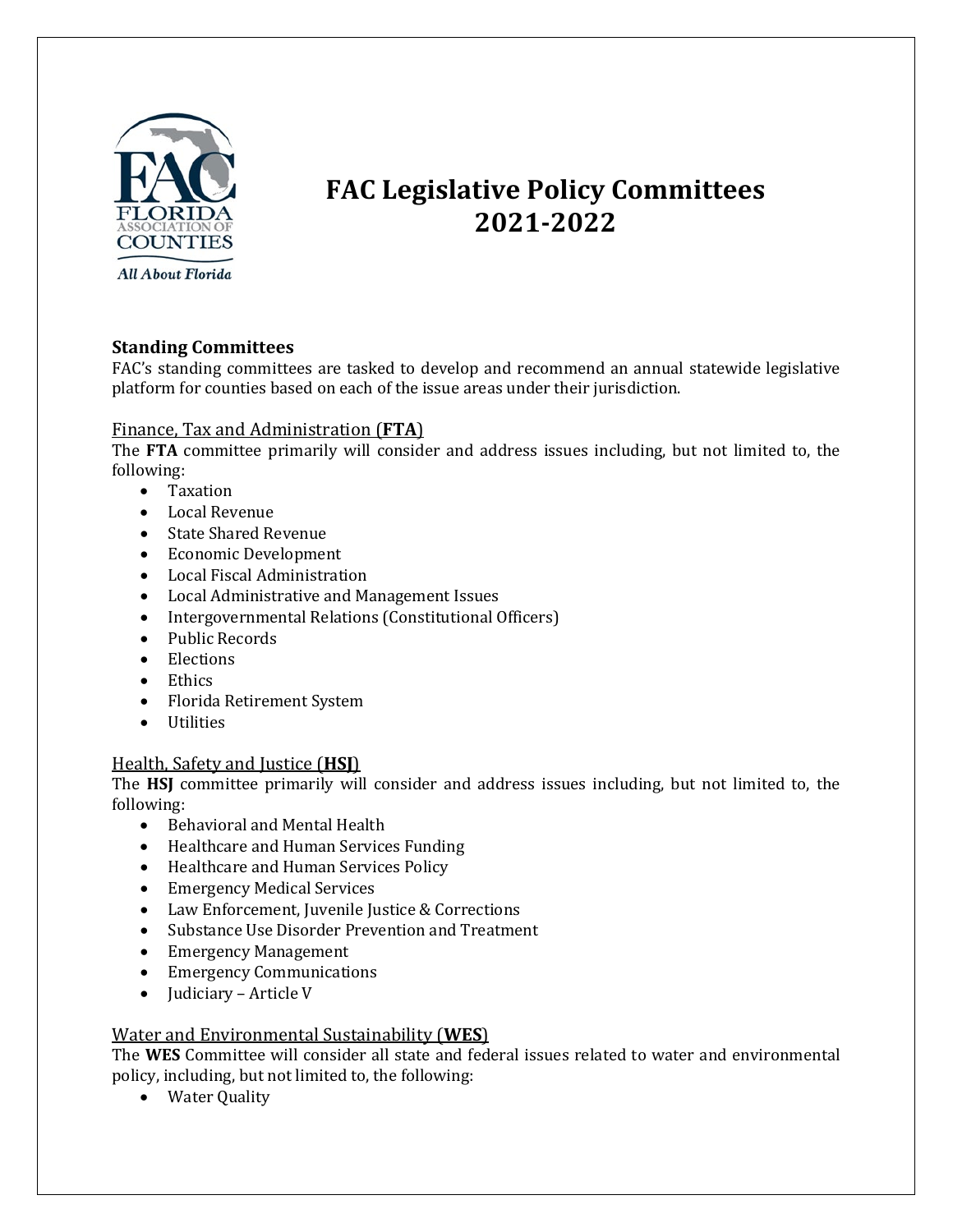# FAC Legislative Policy Committees 2021-2022

### Standing Committees

FAC's standing committees are tasked to develop and recommend an annual statewide legislative platform for counties based on each of the issue areas under their jurisdiction.

#### Finance, Tax and Administration (**FTA**)

The **FTA** committee primarily will consider and address issues including, but not limited to, the following:

- Taxation
- Local Revenue
- State Shared Revenue
- Economic Development
- Local Fiscal Administration
- Local Administrative and Management Issues
- Intergovernmental Relations (Constitutional Officers)
- Public Records
- Elections
- Ethics
- Florida Retirement System
- Utilities

#### Health, Safety and Justice (**HSJ**)

The **HSJ** committee primarily will consider and address issues including, but not limited to, the following:

- Behavioral and Mental Health
- Healthcare and Human Services Funding
- Healthcare and Human Services Policy
- Emergency Medical Services
- Law Enforcement, Juvenile Justice & Corrections
- Substance Use Disorder Prevention and Treatment
- Emergency Management
- Emergency Communications
- Judiciary – Article V

#### Water and Environmental Sustainability (**WES**)

The **WES** Committee will consider all state and federal issues related to water and environmental policy, including, but not limited to, the following:

- Water Quality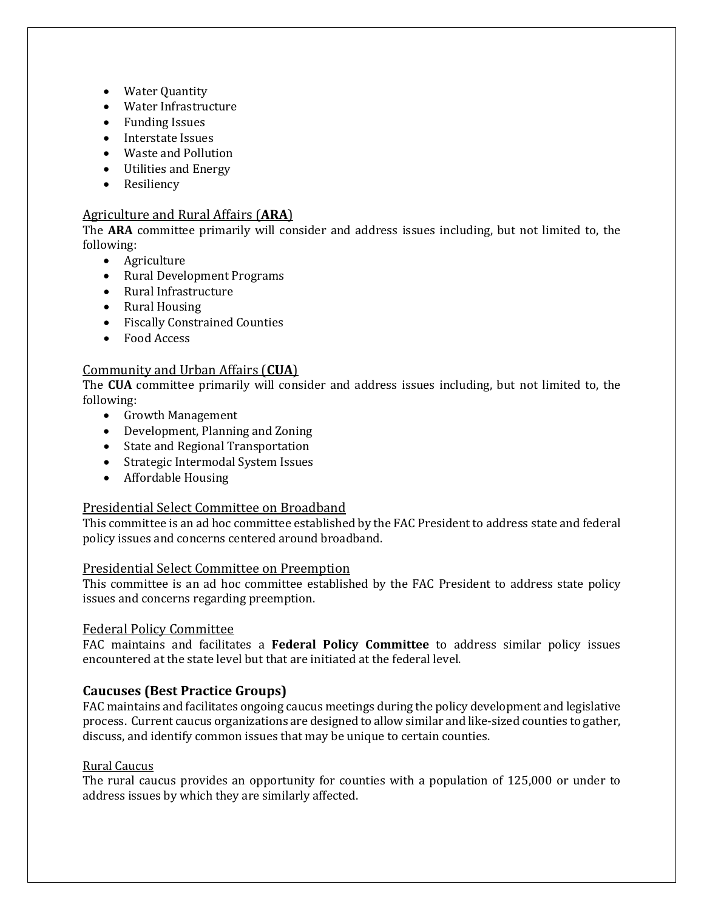- Water Quantity
- Water Infrastructure
- Funding Issues
- Interstate Issues
- Waste and Pollution
- Utilities and Energy
- Resiliency

### Agriculture and Rural Affairs (**ARA**)

The **ARA** committee primarily will consider and address issues including, but not limited to, the following:

- Agriculture
- Rural Development Programs
- Rural Infrastructure
- Rural Housing
- Fiscally Constrained Counties
- Food Access

### Community and Urban Affairs (**CUA**)

The **CUA** committee primarily will consider and address issues including, but not limited to, the following:

- Growth Management
- Development, Planning and Zoning
- State and Regional Transportation
- Strategic Intermodal System Issues
- Affordable Housing

### Presidential Select Committee on Broadband

This committee is an ad hoc committee established by the FAC President to address state and federal policy issues and concerns centered around broadband.

### Presidential Select Committee on Preemption

This committee is an ad hoc committee established by the FAC President to address state policy issues and concerns regarding preemption.

### Federal Policy Committee

FAC maintains and facilitates a **Federal Policy Committee** to address similar policy issues encountered at the state level but that are initiated at the federal level.

## Caucuses (Best Practice Groups)

FAC maintains and facilitates ongoing caucus meetings during the policy development and legislative process. Current caucus organizations are designed to allow similar and like-sized counties to gather, discuss, and identify common issues that may be unique to certain counties.

### Rural Caucus

The rural caucus provides an opportunity for counties with a population of 125,000 or under to address issues by which they are similarly affected.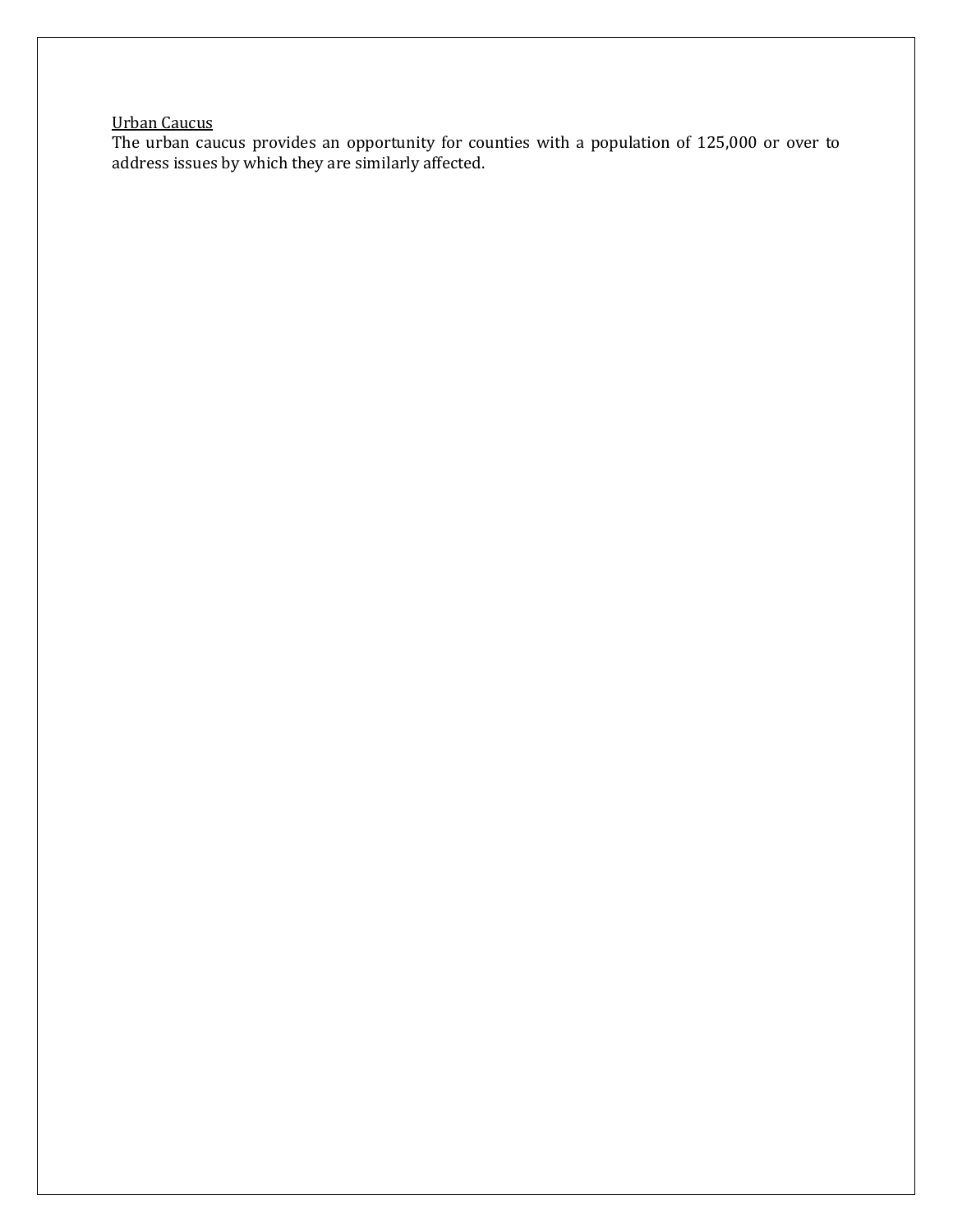<u>Urban Caucus</u>

The urban caucus provides an opportunity for counties with a population of 125,000 or over to address issues by which they are similarly affected.